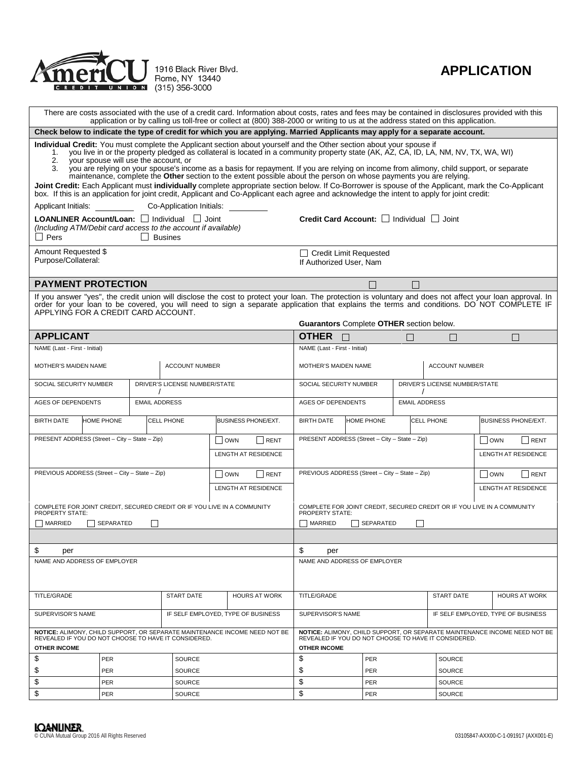AmeriCU Credit Union
1916 Black River Blvd.
Rome, NY 13440
(315) 356-3000

# APPLICATION

There are costs associated with the use of a credit card. Information about costs, rates and fees may be contained in disclosures provided with this application or by calling us toll-free or collect at (800) 388-2000 or writing to us at the address stated on this application.

**Check below to indicate the type of credit for which you are applying. Married Applicants may apply for a separate account.**

**Individual Credit:** You must complete the Applicant section about yourself and the Other section about your spouse if

1. you live in or the property pledged as collateral is located in a community property state (AK, AZ, CA, ID, LA, NM, NV, TX, WA, WI)
2. your spouse will use the account, or
3. you are relying on your spouse's income as a basis for repayment. If you are relying on income from alimony, child support, or separate maintenance, complete the **Other** section to the extent possible about the person on whose payments you are relying.

**Joint Credit:** Each Applicant must **individually** complete appropriate section below. If Co-Borrower is spouse of the Applicant, mark the Co-Applicant box. If this is an application for joint credit, Applicant and Co-Applicant each agree and acknowledge the intent to apply for joint credit:

Applicant Initials: ________ Co-Application Initials: ________

**LOANLINER Account/Loan:** ☐ Individual ☐ Joint
*(Including ATM/Debit card access to the account if available)*
☐ Pers ☐ Busines

**Credit Card Account:** ☐ Individual ☐ Joint

Amount Requested $
Purpose/Collateral:

☐ Credit Limit Requested
If Authorized User, Nam

## PAYMENT PROTECTION ☐ ☐

If you answer "yes", the credit union will disclose the cost to protect your loan. The protection is voluntary and does not affect your loan approval. In order for your loan to be covered, you will need to sign a separate application that explains the terms and conditions. DO NOT COMPLETE IF APPLYING FOR A CREDIT CARD ACCOUNT.

**Guarantors** Complete **OTHER** section below.

| APPLICANT | OTHER ☐ ☐ ☐ ☐ |
|---|---|
| NAME (Last - First - Initial) | NAME (Last - First - Initial) |
| MOTHER'S MAIDEN NAME / ACCOUNT NUMBER | MOTHER'S MAIDEN NAME / ACCOUNT NUMBER |
| SOCIAL SECURITY NUMBER / DRIVER'S LICENSE NUMBER/STATE / | SOCIAL SECURITY NUMBER / DRIVER'S LICENSE NUMBER/STATE / |
| AGES OF DEPENDENTS / EMAIL ADDRESS | AGES OF DEPENDENTS / EMAIL ADDRESS |
| BIRTH DATE / HOME PHONE / CELL PHONE / BUSINESS PHONE/EXT. | BIRTH DATE / HOME PHONE / CELL PHONE / BUSINESS PHONE/EXT. |
| PRESENT ADDRESS (Street – City – State – Zip) ☐ OWN ☐ RENT / LENGTH AT RESIDENCE | PRESENT ADDRESS (Street – City – State – Zip) ☐ OWN ☐ RENT / LENGTH AT RESIDENCE |
| PREVIOUS ADDRESS (Street – City – State – Zip) ☐ OWN ☐ RENT / LENGTH AT RESIDENCE | PREVIOUS ADDRESS (Street – City – State – Zip) ☐ OWN ☐ RENT / LENGTH AT RESIDENCE |
| COMPLETE FOR JOINT CREDIT, SECURED CREDIT OR IF YOU LIVE IN A COMMUNITY PROPERTY STATE: ☐ MARRIED ☐ SEPARATED ☐ | COMPLETE FOR JOINT CREDIT, SECURED CREDIT OR IF YOU LIVE IN A COMMUNITY PROPERTY STATE: ☐ MARRIED ☐ SEPARATED ☐ |
| $ per | $ per |
| NAME AND ADDRESS OF EMPLOYER | NAME AND ADDRESS OF EMPLOYER |
| TITLE/GRADE / START DATE / HOURS AT WORK | TITLE/GRADE / START DATE / HOURS AT WORK |
| SUPERVISOR'S NAME / IF SELF EMPLOYED, TYPE OF BUSINESS | SUPERVISOR'S NAME / IF SELF EMPLOYED, TYPE OF BUSINESS |
| **NOTICE:** ALIMONY, CHILD SUPPORT, OR SEPARATE MAINTENANCE INCOME NEED NOT BE REVEALED IF YOU DO NOT CHOOSE TO HAVE IT CONSIDERED. | **NOTICE:** ALIMONY, CHILD SUPPORT, OR SEPARATE MAINTENANCE INCOME NEED NOT BE REVEALED IF YOU DO NOT CHOOSE TO HAVE IT CONSIDERED. |
| **OTHER INCOME** | **OTHER INCOME** |
| $ PER SOURCE | $ PER SOURCE |
| $ PER SOURCE | $ PER SOURCE |
| $ PER SOURCE | $ PER SOURCE |
| $ PER SOURCE | $ PER SOURCE |

LOANLINER
© CUNA Mutual Group 2016 All Rights Reserved
03105847-AXX00-C-1-091917 (AXX001-E)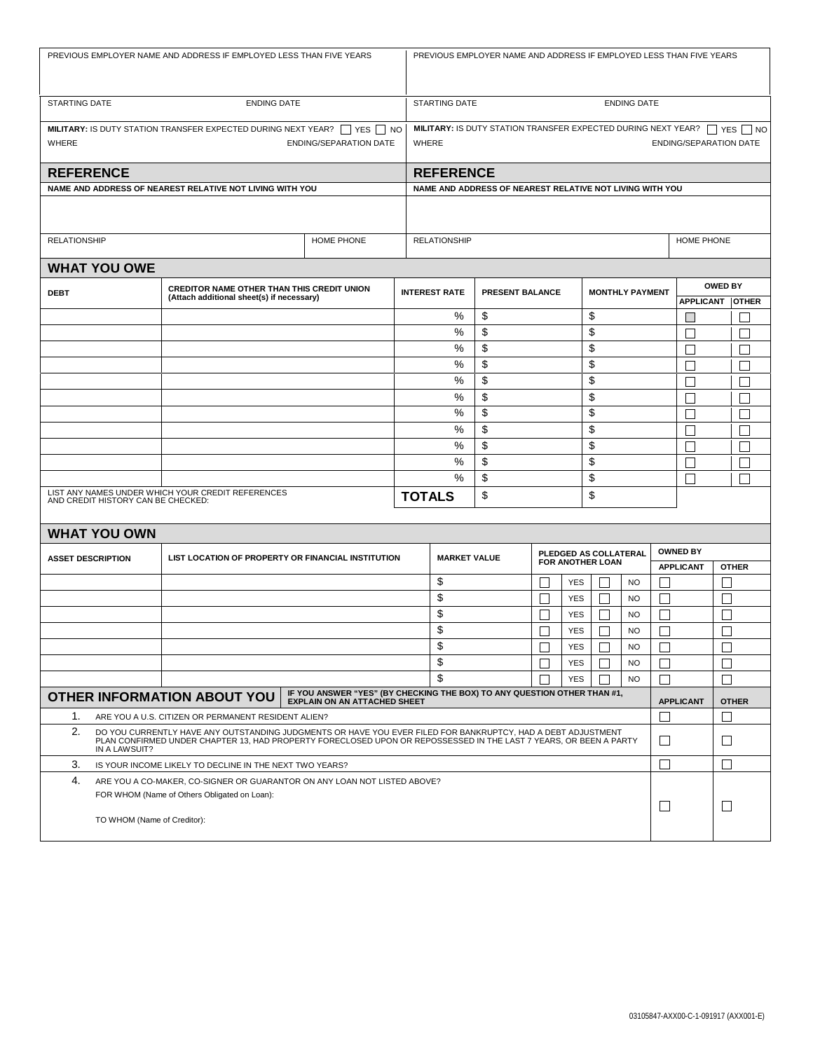| PREVIOUS EMPLOYER NAME AND ADDRESS IF EMPLOYED LESS THAN FIVE YEARS | | PREVIOUS EMPLOYER NAME AND ADDRESS IF EMPLOYED LESS THAN FIVE YEARS | |
|---|---|---|---|
| STARTING DATE | ENDING DATE | STARTING DATE | ENDING DATE |
| **MILITARY:** IS DUTY STATION TRANSFER EXPECTED DURING NEXT YEAR? ☐ YES ☐ NO | | **MILITARY:** IS DUTY STATION TRANSFER EXPECTED DURING NEXT YEAR? ☐ YES ☐ NO | |
| WHERE | ENDING/SEPARATION DATE | WHERE | ENDING/SEPARATION DATE |

## REFERENCE

| NAME AND ADDRESS OF NEAREST RELATIVE NOT LIVING WITH YOU | | NAME AND ADDRESS OF NEAREST RELATIVE NOT LIVING WITH YOU | |
|---|---|---|---|
| | | | |
| RELATIONSHIP | HOME PHONE | RELATIONSHIP | HOME PHONE |

## WHAT YOU OWE

| DEBT | CREDITOR NAME OTHER THAN THIS CREDIT UNION (Attach additional sheet(s) if necessary) | INTEREST RATE | PRESENT BALANCE | MONTHLY PAYMENT | OWED BY | |
|---|---|---|---|---|---|---|
| | | | | | APPLICANT | OTHER |
| | | % | $ | $ | ☐ | ☐ |
| | | % | $ | $ | ☐ | ☐ |
| | | % | $ | $ | ☐ | ☐ |
| | | % | $ | $ | ☐ | ☐ |
| | | % | $ | $ | ☐ | ☐ |
| | | % | $ | $ | ☐ | ☐ |
| | | % | $ | $ | ☐ | ☐ |
| | | % | $ | $ | ☐ | ☐ |
| | | % | $ | $ | ☐ | ☐ |
| | | % | $ | $ | ☐ | ☐ |
| | | % | $ | $ | ☐ | ☐ |
| LIST ANY NAMES UNDER WHICH YOUR CREDIT REFERENCES AND CREDIT HISTORY CAN BE CHECKED: | | **TOTALS** | $ | $ | | |

## WHAT YOU OWN

| ASSET DESCRIPTION | LIST LOCATION OF PROPERTY OR FINANCIAL INSTITUTION | MARKET VALUE | PLEDGED AS COLLATERAL FOR ANOTHER LOAN | OWNED BY | |
|---|---|---|---|---|---|
| | | | | APPLICANT | OTHER |
| | | $ | ☐ YES ☐ NO | ☐ | ☐ |
| | | $ | ☐ YES ☐ NO | ☐ | ☐ |
| | | $ | ☐ YES ☐ NO | ☐ | ☐ |
| | | $ | ☐ YES ☐ NO | ☐ | ☐ |
| | | $ | ☐ YES ☐ NO | ☐ | ☐ |
| | | $ | ☐ YES ☐ NO | ☐ | ☐ |
| | | $ | ☐ YES ☐ NO | ☐ | ☐ |

## OTHER INFORMATION ABOUT YOU

**IF YOU ANSWER "YES" (BY CHECKING THE BOX) TO ANY QUESTION OTHER THAN #1, EXPLAIN ON AN ATTACHED SHEET**

| | | APPLICANT | OTHER |
|---|---|---|---|
| 1. | ARE YOU A U.S. CITIZEN OR PERMANENT RESIDENT ALIEN? | ☐ | ☐ |
| 2. | DO YOU CURRENTLY HAVE ANY OUTSTANDING JUDGMENTS OR HAVE YOU EVER FILED FOR BANKRUPTCY, HAD A DEBT ADJUSTMENT PLAN CONFIRMED UNDER CHAPTER 13, HAD PROPERTY FORECLOSED UPON OR REPOSSESSED IN THE LAST 7 YEARS, OR BEEN A PARTY IN A LAWSUIT? | ☐ | ☐ |
| 3. | IS YOUR INCOME LIKELY TO DECLINE IN THE NEXT TWO YEARS? | ☐ | ☐ |
| 4. | ARE YOU A CO-MAKER, CO-SIGNER OR GUARANTOR ON ANY LOAN NOT LISTED ABOVE? FOR WHOM (Name of Others Obligated on Loan): TO WHOM (Name of Creditor): | ☐ | ☐ |

03105847-AXX00-C-1-091917 (AXX001-E)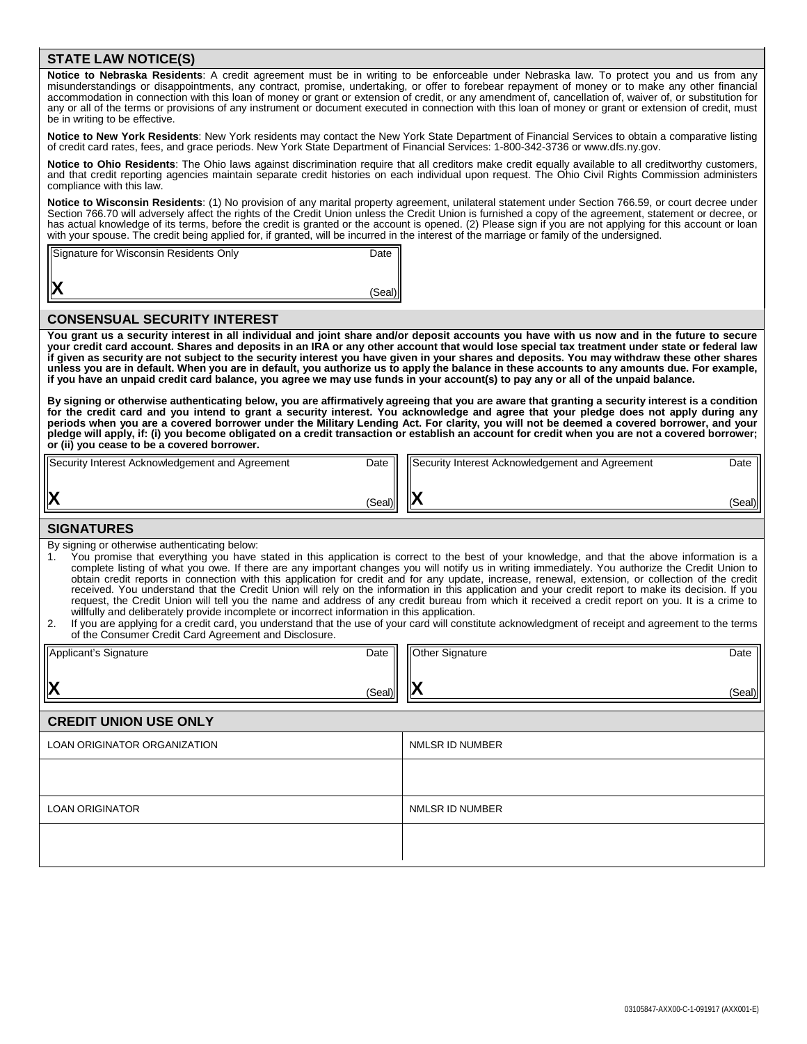## STATE LAW NOTICE(S)

**Notice to Nebraska Residents**: A credit agreement must be in writing to be enforceable under Nebraska law. To protect you and us from any misunderstandings or disappointments, any contract, promise, undertaking, or offer to forebear repayment of money or to make any other financial accommodation in connection with this loan of money or grant or extension of credit, or any amendment of, cancellation of, waiver of, or substitution for any or all of the terms or provisions of any instrument or document executed in connection with this loan of money or grant or extension of credit, must be in writing to be effective.

**Notice to New York Residents**: New York residents may contact the New York State Department of Financial Services to obtain a comparative listing of credit card rates, fees, and grace periods. New York State Department of Financial Services: 1-800-342-3736 or www.dfs.ny.gov.

**Notice to Ohio Residents**: The Ohio laws against discrimination require that all creditors make credit equally available to all creditworthy customers, and that credit reporting agencies maintain separate credit histories on each individual upon request. The Ohio Civil Rights Commission administers compliance with this law.

**Notice to Wisconsin Residents**: (1) No provision of any marital property agreement, unilateral statement under Section 766.59, or court decree under Section 766.70 will adversely affect the rights of the Credit Union unless the Credit Union is furnished a copy of the agreement, statement or decree, or has actual knowledge of its terms, before the credit is granted or the account is opened. (2) Please sign if you are not applying for this account or loan with your spouse. The credit being applied for, if granted, will be incurred in the interest of the marriage or family of the undersigned.

| Signature for Wisconsin Residents Only | Date |
|---|---|
| **X** | (Seal) |

## CONSENSUAL SECURITY INTEREST

**You grant us a security interest in all individual and joint share and/or deposit accounts you have with us now and in the future to secure your credit card account. Shares and deposits in an IRA or any other account that would lose special tax treatment under state or federal law if given as security are not subject to the security interest you have given in your shares and deposits. You may withdraw these other shares unless you are in default. When you are in default, you authorize us to apply the balance in these accounts to any amounts due. For example, if you have an unpaid credit card balance, you agree we may use funds in your account(s) to pay any or all of the unpaid balance.**

**By signing or otherwise authenticating below, you are affirmatively agreeing that you are aware that granting a security interest is a condition for the credit card and you intend to grant a security interest. You acknowledge and agree that your pledge does not apply during any periods when you are a covered borrower under the Military Lending Act. For clarity, you will not be deemed a covered borrower, and your pledge will apply, if: (i) you become obligated on a credit transaction or establish an account for credit when you are not a covered borrower; or (ii) you cease to be a covered borrower.**

| Security Interest Acknowledgement and Agreement | Date | Security Interest Acknowledgement and Agreement | Date |
|---|---|---|---|
| **X** | (Seal) | **X** | (Seal) |

## SIGNATURES

By signing or otherwise authenticating below:

1. You promise that everything you have stated in this application is correct to the best of your knowledge, and that the above information is a complete listing of what you owe. If there are any important changes you will notify us in writing immediately. You authorize the Credit Union to obtain credit reports in connection with this application for credit and for any update, increase, renewal, extension, or collection of the credit received. You understand that the Credit Union will rely on the information in this application and your credit report to make its decision. If you request, the Credit Union will tell you the name and address of any credit bureau from which it received a credit report on you. It is a crime to willfully and deliberately provide incomplete or incorrect information in this application.
2. If you are applying for a credit card, you understand that the use of your card will constitute acknowledgment of receipt and agreement to the terms of the Consumer Credit Card Agreement and Disclosure.

| Applicant's Signature | Date | Other Signature | Date |
|---|---|---|---|
| **X** | (Seal) | **X** | (Seal) |

## CREDIT UNION USE ONLY

| LOAN ORIGINATOR ORGANIZATION | NMLSR ID NUMBER |
|---|---|
| | |
| LOAN ORIGINATOR | NMLSR ID NUMBER |
| | |

03105847-AXX00-C-1-091917 (AXX001-E)